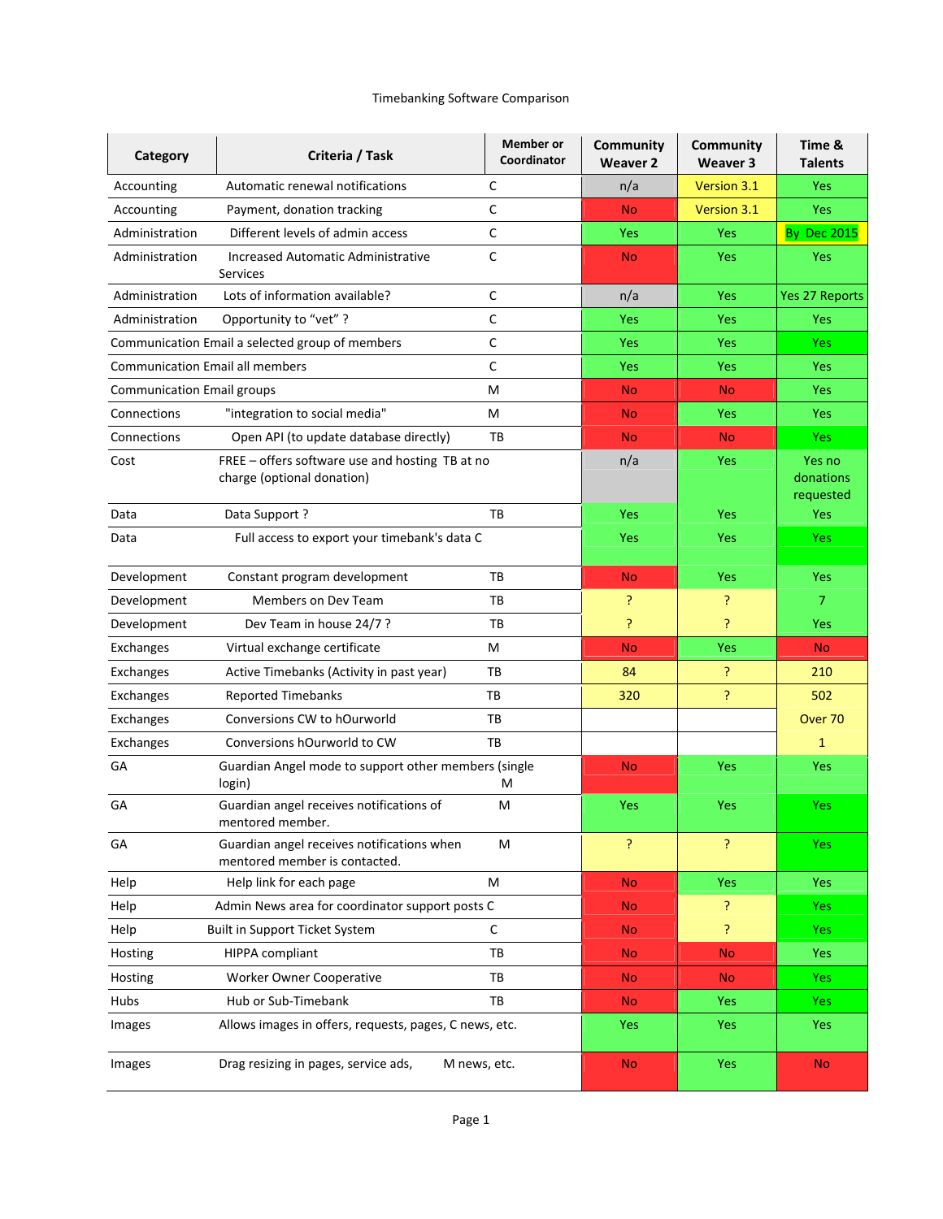Timebanking Software Comparison

| Category | Criteria / Task | Member or Coordinator | Community Weaver 2 | Community Weaver 3 | Time & Talents |
|---|---|---|---|---|---|
| Accounting | Automatic renewal notifications | C | n/a | Version 3.1 | Yes |
| Accounting | Payment, donation tracking | C | No | Version 3.1 | Yes |
| Administration | Different levels of admin access | C | Yes | Yes | By Dec 2015 |
| Administration | Increased Automatic Administrative Services | C | No | Yes | Yes |
| Administration | Lots of information available? | C | n/a | Yes | Yes 27 Reports |
| Administration | Opportunity to "vet" ? | C | Yes | Yes | Yes |
| Communication | Email a selected group of members | C | Yes | Yes | Yes |
| Communication | Email all members | C | Yes | Yes | Yes |
| Communication | Email groups | M | No | No | Yes |
| Connections | "integration to social media" | M | No | Yes | Yes |
| Connections | Open API (to update database directly) | TB | No | No | Yes |
| Cost | FREE – offers software use and hosting at no charge (optional donation) | TB | n/a | Yes | Yes no donations requested |
| Data | Data Support ? | TB | Yes | Yes | Yes |
| Data | Full access to export your timebank's data | C | Yes | Yes | Yes |
| Development | Constant program development | TB | No | Yes | Yes |
| Development | Members on Dev Team | TB | ? | ? | 7 |
| Development | Dev Team in house 24/7 ? | TB | ? | ? | Yes |
| Exchanges | Virtual exchange certificate | M | No | Yes | No |
| Exchanges | Active Timebanks (Activity in past year) | TB | 84 | ? | 210 |
| Exchanges | Reported Timebanks | TB | 320 | ? | 502 |
| Exchanges | Conversions CW to hOurworld | TB | | | Over 70 |
| Exchanges | Conversions hOurworld to CW | TB | | | 1 |
| GA | Guardian Angel mode to support other members (single login) | M | No | Yes | Yes |
| GA | Guardian angel receives notifications of mentored member. | M | Yes | Yes | Yes |
| GA | Guardian angel receives notifications when mentored member is contacted. | M | ? | ? | Yes |
| Help | Help link for each page | M | No | Yes | Yes |
| Help | Admin News area for coordinator support posts | C | No | ? | Yes |
| Help | Built in Support Ticket System | C | No | ? | Yes |
| Hosting | HIPPA compliant | TB | No | No | Yes |
| Hosting | Worker Owner Cooperative | TB | No | No | Yes |
| Hubs | Hub or Sub-Timebank | TB | No | Yes | Yes |
| Images | Allows images in offers, requests, pages, news, etc. | C | Yes | Yes | Yes |
| Images | Drag resizing in pages, service ads, news, etc. | M | No | Yes | No |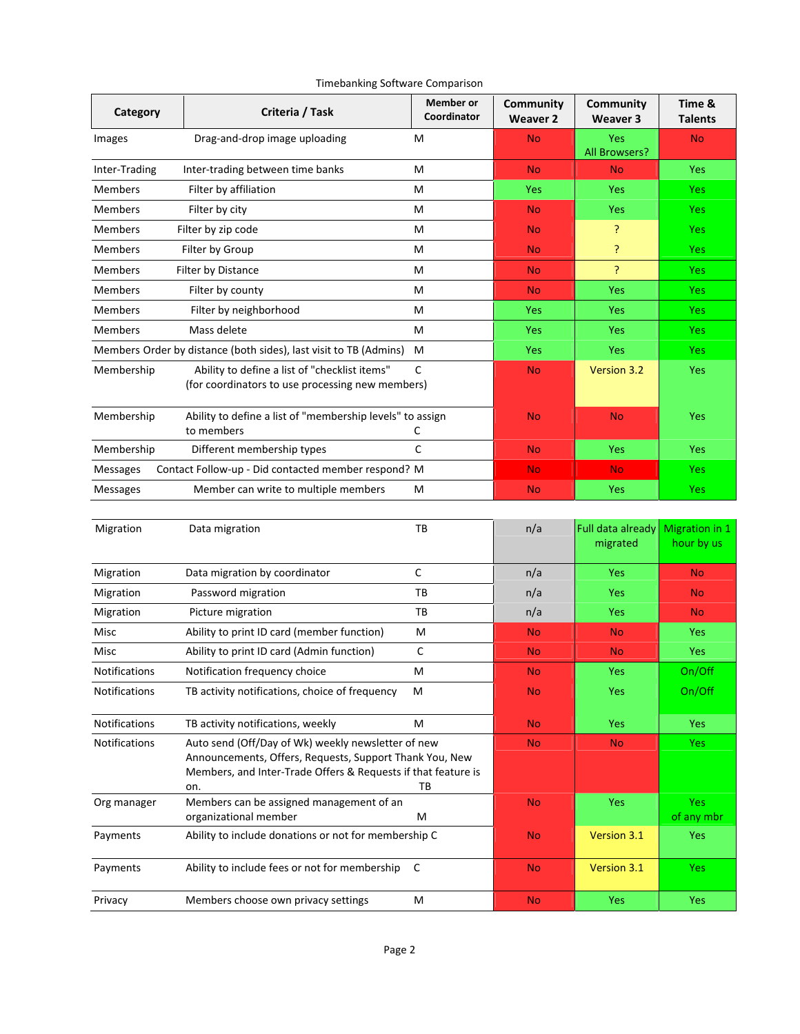Timebanking Software Comparison

| Category | Criteria / Task | Member or Coordinator | Community Weaver 2 | Community Weaver 3 | Time & Talents |
|---|---|---|---|---|---|
| Images | Drag-and-drop image uploading | M | No | Yes All Browsers? | No |
| Inter-Trading | Inter-trading between time banks | M | No | No | Yes |
| Members | Filter by affiliation | M | Yes | Yes | Yes |
| Members | Filter by city | M | No | Yes | Yes |
| Members | Filter by zip code | M | No | ? | Yes |
| Members | Filter by Group | M | No | ? | Yes |
| Members | Filter by Distance | M | No | ? | Yes |
| Members | Filter by county | M | No | Yes | Yes |
| Members | Filter by neighborhood | M | Yes | Yes | Yes |
| Members | Mass delete | M | Yes | Yes | Yes |
| Members | Order by distance (both sides), last visit to TB (Admins) | M | Yes | Yes | Yes |
| Membership | Ability to define a list of "checklist items" (for coordinators to use processing new members) | C | No | Version 3.2 | Yes |
| Membership | Ability to define a list of "membership levels" to assign to members | C | No | No | Yes |
| Membership | Different membership types | C | No | Yes | Yes |
| Messages | Contact Follow-up - Did contacted member respond? | M | No | No | Yes |
| Messages | Member can write to multiple members | M | No | Yes | Yes |
| Migration | Data migration | TB | n/a | Full data already migrated | Migration in 1 hour by us |
| Migration | Data migration by coordinator | C | n/a | Yes | No |
| Migration | Password migration | TB | n/a | Yes | No |
| Migration | Picture migration | TB | n/a | Yes | No |
| Misc | Ability to print ID card (member function) | M | No | No | Yes |
| Misc | Ability to print ID card (Admin function) | C | No | No | Yes |
| Notifications | Notification frequency choice | M | No | Yes | On/Off |
| Notifications | TB activity notifications, choice of frequency | M | No | Yes | On/Off |
| Notifications | TB activity notifications, weekly | M | No | Yes | Yes |
| Notifications | Auto send (Off/Day of Wk) weekly newsletter of new Announcements, Offers, Requests, Support Thank You, New Members, and Inter-Trade Offers & Requests if that feature is on. | TB | No | No | Yes |
| Org manager | Members can be assigned management of an organizational member | M | No | Yes | Yes of any mbr |
| Payments | Ability to include donations or not for membership | C | No | Version 3.1 | Yes |
| Payments | Ability to include fees or not for membership | C | No | Version 3.1 | Yes |
| Privacy | Members choose own privacy settings | M | No | Yes | Yes |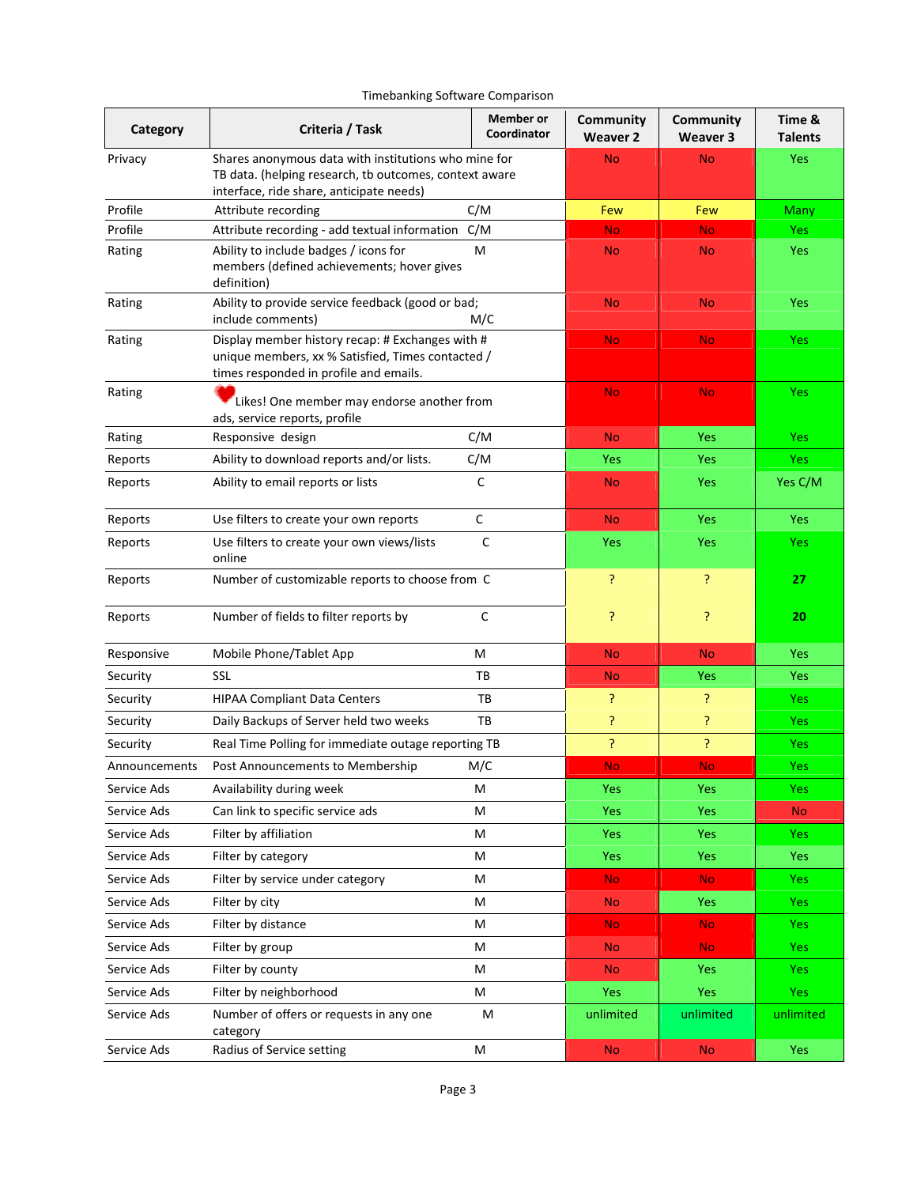Timebanking Software Comparison

| Category | Criteria / Task | Member or Coordinator | Community Weaver 2 | Community Weaver 3 | Time & Talents |
|---|---|---|---|---|---|
| Privacy | Shares anonymous data with institutions who mine for TB data. (helping research, tb outcomes, context aware interface, ride share, anticipate needs) | | No | No | Yes |
| Profile | Attribute recording | C/M | Few | Few | Many |
| Profile | Attribute recording - add textual information | C/M | No | No | Yes |
| Rating | Ability to include badges / icons for members (defined achievements; hover gives definition) | M | No | No | Yes |
| Rating | Ability to provide service feedback (good or bad; include comments) | M/C | No | No | Yes |
| Rating | Display member history recap: # Exchanges with # unique members, xx % Satisfied, Times contacted / times responded in profile and emails. | | No | No | Yes |
| Rating | Likes! One member may endorse another from ads, service reports, profile | | No | No | Yes |
| Rating | Responsive design | C/M | No | Yes | Yes |
| Reports | Ability to download reports and/or lists. | C/M | Yes | Yes | Yes |
| Reports | Ability to email reports or lists | C | No | Yes | Yes C/M |
| Reports | Use filters to create your own reports | C | No | Yes | Yes |
| Reports | Use filters to create your own views/lists online | C | Yes | Yes | Yes |
| Reports | Number of customizable reports to choose from | C | ? | ? | **27** |
| Reports | Number of fields to filter reports by | C | ? | ? | **20** |
| Responsive | Mobile Phone/Tablet App | M | No | No | Yes |
| Security | SSL | TB | No | Yes | Yes |
| Security | HIPAA Compliant Data Centers | TB | ? | ? | Yes |
| Security | Daily Backups of Server held two weeks | TB | ? | ? | Yes |
| Security | Real Time Polling for immediate outage reporting | TB | ? | ? | Yes |
| Announcements | Post Announcements to Membership | M/C | No | No | Yes |
| Service Ads | Availability during week | M | Yes | Yes | Yes |
| Service Ads | Can link to specific service ads | M | Yes | Yes | No |
| Service Ads | Filter by affiliation | M | Yes | Yes | Yes |
| Service Ads | Filter by category | M | Yes | Yes | Yes |
| Service Ads | Filter by service under category | M | No | No | Yes |
| Service Ads | Filter by city | M | No | Yes | Yes |
| Service Ads | Filter by distance | M | No | No | Yes |
| Service Ads | Filter by group | M | No | No | Yes |
| Service Ads | Filter by county | M | No | Yes | Yes |
| Service Ads | Filter by neighborhood | M | Yes | Yes | Yes |
| Service Ads | Number of offers or requests in any one category | M | unlimited | unlimited | unlimited |
| Service Ads | Radius of Service setting | M | No | No | Yes |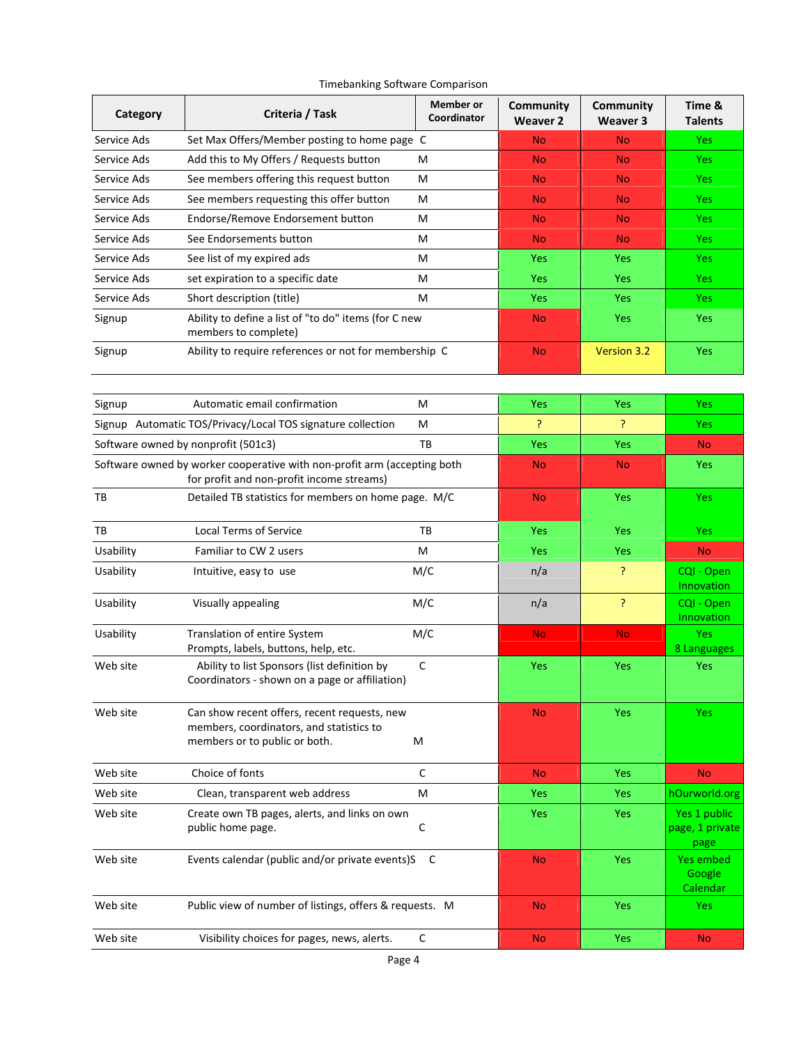Timebanking Software Comparison

| Category | Criteria / Task | Member or Coordinator | Community Weaver 2 | Community Weaver 3 | Time & Talents |
|---|---|---|---|---|---|
| Service Ads | Set Max Offers/Member posting to home page | C | No | No | Yes |
| Service Ads | Add this to My Offers / Requests button | M | No | No | Yes |
| Service Ads | See members offering this request button | M | No | No | Yes |
| Service Ads | See members requesting this offer button | M | No | No | Yes |
| Service Ads | Endorse/Remove Endorsement button | M | No | No | Yes |
| Service Ads | See Endorsements button | M | No | No | Yes |
| Service Ads | See list of my expired ads | M | Yes | Yes | Yes |
| Service Ads | set expiration to a specific date | M | Yes | Yes | Yes |
| Service Ads | Short description (title) | M | Yes | Yes | Yes |
| Signup | Ability to define a list of "to do" items (for new members to complete) | C | No | Yes | Yes |
| Signup | Ability to require references or not for membership | C | No | Version 3.2 | Yes |
| Signup | Automatic email confirmation | M | Yes | Yes | Yes |
| Signup | Automatic TOS/Privacy/Local TOS signature collection | M | ? | ? | Yes |
| Software owned by nonprofit (501c3) | | TB | Yes | Yes | No |
| Software owned by worker cooperative with non-profit arm (accepting both for profit and non-profit income streams) | | | No | No | Yes |
| TB | Detailed TB statistics for members on home page. | M/C | No | Yes | Yes |
| TB | Local Terms of Service | TB | Yes | Yes | Yes |
| Usability | Familiar to CW 2 users | M | Yes | Yes | No |
| Usability | Intuitive, easy to use | M/C | n/a | ? | CQI - Open Innovation |
| Usability | Visually appealing | M/C | n/a | ? | CQI - Open Innovation |
| Usability | Translation of entire System Prompts, labels, buttons, help, etc. | M/C | No | No | Yes 8 Languages |
| Web site | Ability to list Sponsors (list definition by Coordinators - shown on a page or affiliation) | C | Yes | Yes | Yes |
| Web site | Can show recent offers, recent requests, new members, coordinators, and statistics to members or to public or both. | M | No | Yes | Yes |
| Web site | Choice of fonts | C | No | Yes | No |
| Web site | Clean, transparent web address | M | Yes | Yes | hOurworld.org |
| Web site | Create own TB pages, alerts, and links on own public home page. | C | Yes | Yes | Yes 1 public page, 1 private page |
| Web site | Events calendar (public and/or private events)S | C | No | Yes | Yes embed Google Calendar |
| Web site | Public view of number of listings, offers & requests. | M | No | Yes | Yes |
| Web site | Visibility choices for pages, news, alerts. | C | No | Yes | No |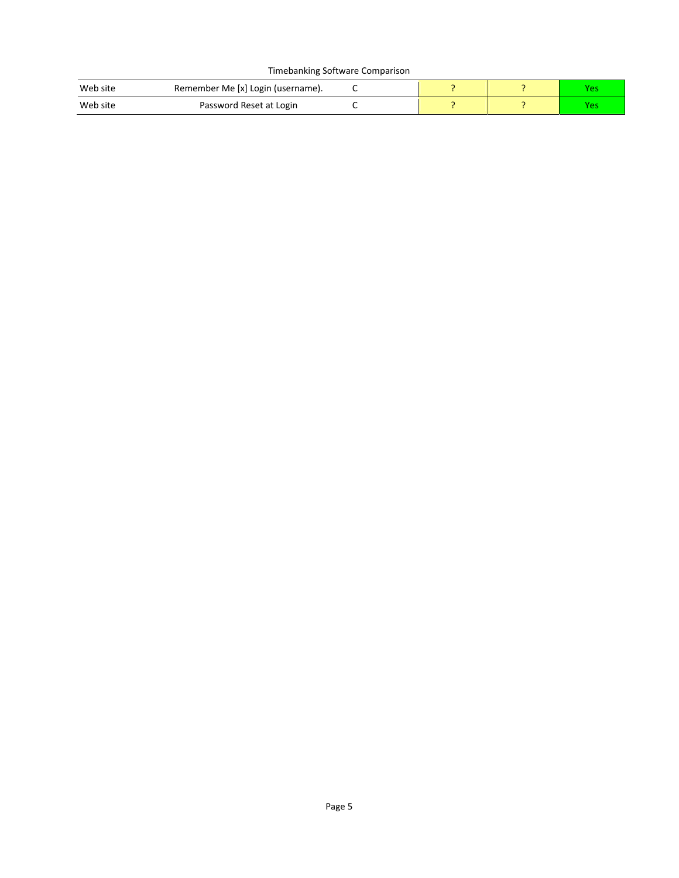| | | | | | |
|---|---|---|---|---|---|
| Web site | Remember Me [x] Login (username). | C | ? | ? | Yes |
| Web site | Password Reset at Login | C | ? | ? | Yes |